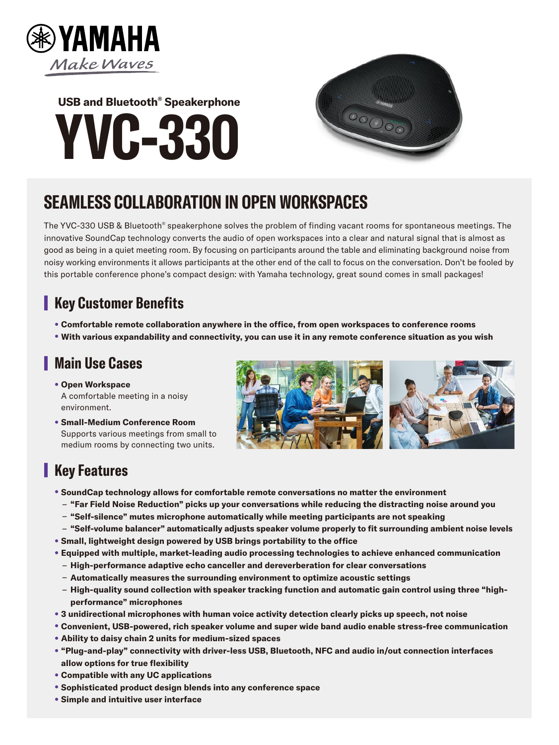YAMAHA

*Make Waves*

USB and Bluetooth® Speakerphone

# YVC-330

## SEAMLESS COLLABORATION IN OPEN WORKSPACES

The YVC-330 USB & Bluetooth® speakerphone solves the problem of finding vacant rooms for spontaneous meetings. The innovative SoundCap technology converts the audio of open workspaces into a clear and natural signal that is almost as good as being in a quiet meeting room. By focusing on participants around the table and eliminating background noise from noisy working environments it allows participants at the other end of the call to focus on the conversation. Don't be fooled by this portable conference phone's compact design: with Yamaha technology, great sound comes in small packages!

### Key Customer Benefits

- **Comfortable remote collaboration anywhere in the office, from open workspaces to conference rooms**
- **With various expandability and connectivity, you can use it in any remote conference situation as you wish**

### Main Use Cases

- **Open Workspace**
  A comfortable meeting in a noisy environment.
- **Small-Medium Conference Room**
  Supports various meetings from small to medium rooms by connecting two units.

### Key Features

- **SoundCap technology allows for comfortable remote conversations no matter the environment**
  - **"Far Field Noise Reduction" picks up your conversations while reducing the distracting noise around you**
  - **"Self-silence" mutes microphone automatically while meeting participants are not speaking**
  - **"Self-volume balancer" automatically adjusts speaker volume properly to fit surrounding ambient noise levels**
- **Small, lightweight design powered by USB brings portability to the office**
- **Equipped with multiple, market-leading audio processing technologies to achieve enhanced communication**
  - **High-performance adaptive echo canceller and dereverberation for clear conversations**
  - **Automatically measures the surrounding environment to optimize acoustic settings**
  - **High-quality sound collection with speaker tracking function and automatic gain control using three "high-performance" microphones**
- **3 unidirectional microphones with human voice activity detection clearly picks up speech, not noise**
- **Convenient, USB-powered, rich speaker volume and super wide band audio enable stress-free communication**
- **Ability to daisy chain 2 units for medium-sized spaces**
- **"Plug-and-play" connectivity with driver-less USB, Bluetooth, NFC and audio in/out connection interfaces allow options for true flexibility**
- **Compatible with any UC applications**
- **Sophisticated product design blends into any conference space**
- **Simple and intuitive user interface**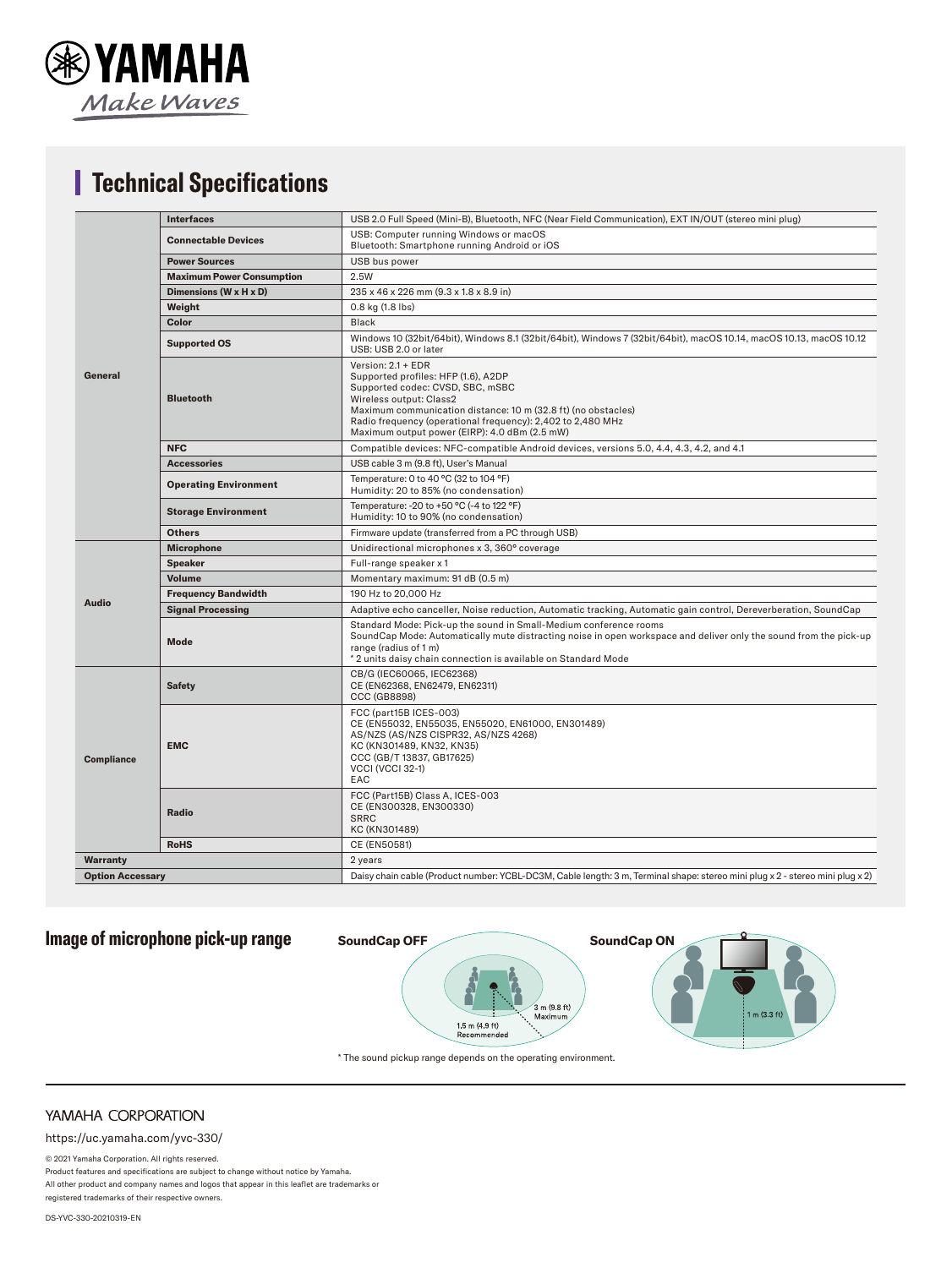## Technical Specifications

| | | |
|---|---|---|
| General | Interfaces | USB 2.0 Full Speed (Mini-B), Bluetooth, NFC (Near Field Communication), EXT IN/OUT (stereo mini plug) |
| | Connectable Devices | USB: Computer running Windows or macOS<br>Bluetooth: Smartphone running Android or iOS |
| | Power Sources | USB bus power |
| | Maximum Power Consumption | 2.5W |
| | Dimensions (W x H x D) | 235 x 46 x 226 mm (9.3 x 1.8 x 8.9 in) |
| | Weight | 0.8 kg (1.8 lbs) |
| | Color | Black |
| | Supported OS | Windows 10 (32bit/64bit), Windows 8.1 (32bit/64bit), Windows 7 (32bit/64bit), macOS 10.14, macOS 10.13, macOS 10.12<br>USB: USB 2.0 or later |
| | Bluetooth | Version: 2.1 + EDR<br>Supported profiles: HFP (1.6), A2DP<br>Supported codec: CVSD, SBC, mSBC<br>Wireless output: Class2<br>Maximum communication distance: 10 m (32.8 ft) (no obstacles)<br>Radio frequency (operational frequency): 2,402 to 2,480 MHz<br>Maximum output power (EIRP): 4.0 dBm (2.5 mW) |
| | NFC | Compatible devices: NFC-compatible Android devices, versions 5.0, 4.4, 4.3, 4.2, and 4.1 |
| | Accessories | USB cable 3 m (9.8 ft), User's Manual |
| | Operating Environment | Temperature: 0 to 40 °C (32 to 104 °F)<br>Humidity: 20 to 85% (no condensation) |
| | Storage Environment | Temperature: -20 to +50 °C (-4 to 122 °F)<br>Humidity: 10 to 90% (no condensation) |
| | Others | Firmware update (transferred from a PC through USB) |
| Audio | Microphone | Unidirectional microphones x 3, 360° coverage |
| | Speaker | Full-range speaker x 1 |
| | Volume | Momentary maximum: 91 dB (0.5 m) |
| | Frequency Bandwidth | 190 Hz to 20,000 Hz |
| | Signal Processing | Adaptive echo canceller, Noise reduction, Automatic tracking, Automatic gain control, Dereverberation, SoundCap |
| | Mode | Standard Mode: Pick-up the sound in Small-Medium conference rooms<br>SoundCap Mode: Automatically mute distracting noise in open workspace and deliver only the sound from the pick-up range (radius of 1 m)<br>* 2 units daisy chain connection is available on Standard Mode |
| Compliance | Safety | CB/G (IEC60065, IEC62368)<br>CE (EN62368, EN62479, EN62311)<br>CCC (GB8898) |
| | EMC | FCC (part15B ICES-003)<br>CE (EN55032, EN55035, EN55020, EN61000, EN301489)<br>AS/NZS (AS/NZS CISPR32, AS/NZS 4268)<br>KC (KN301489, KN32, KN35)<br>CCC (GB/T 13837, GB17625)<br>VCCI (VCCI 32-1)<br>EAC |
| | Radio | FCC (Part15B) Class A, ICES-003<br>CE (EN300328, EN300330)<br>SRRC<br>KC (KN301489) |
| | RoHS | CE (EN50581) |
| Warranty | | 2 years |
| Option Accessary | | Daisy chain cable (Product number: YCBL-DC3M, Cable length: 3 m, Terminal shape: stereo mini plug x 2 - stereo mini plug x 2) |

## Image of microphone pick-up range

SoundCap OFF

3 m (9.8 ft) Maximum

1.5 m (4.9 ft) Recommended

SoundCap ON

1 m (3.3 ft)

* The sound pickup range depends on the operating environment.

YAMAHA CORPORATION

https://uc.yamaha.com/yvc-330/

© 2021 Yamaha Corporation. All rights reserved.
Product features and specifications are subject to change without notice by Yamaha.
All other product and company names and logos that appear in this leaflet are trademarks or registered trademarks of their respective owners.

DS-YVC-330-20210319-EN